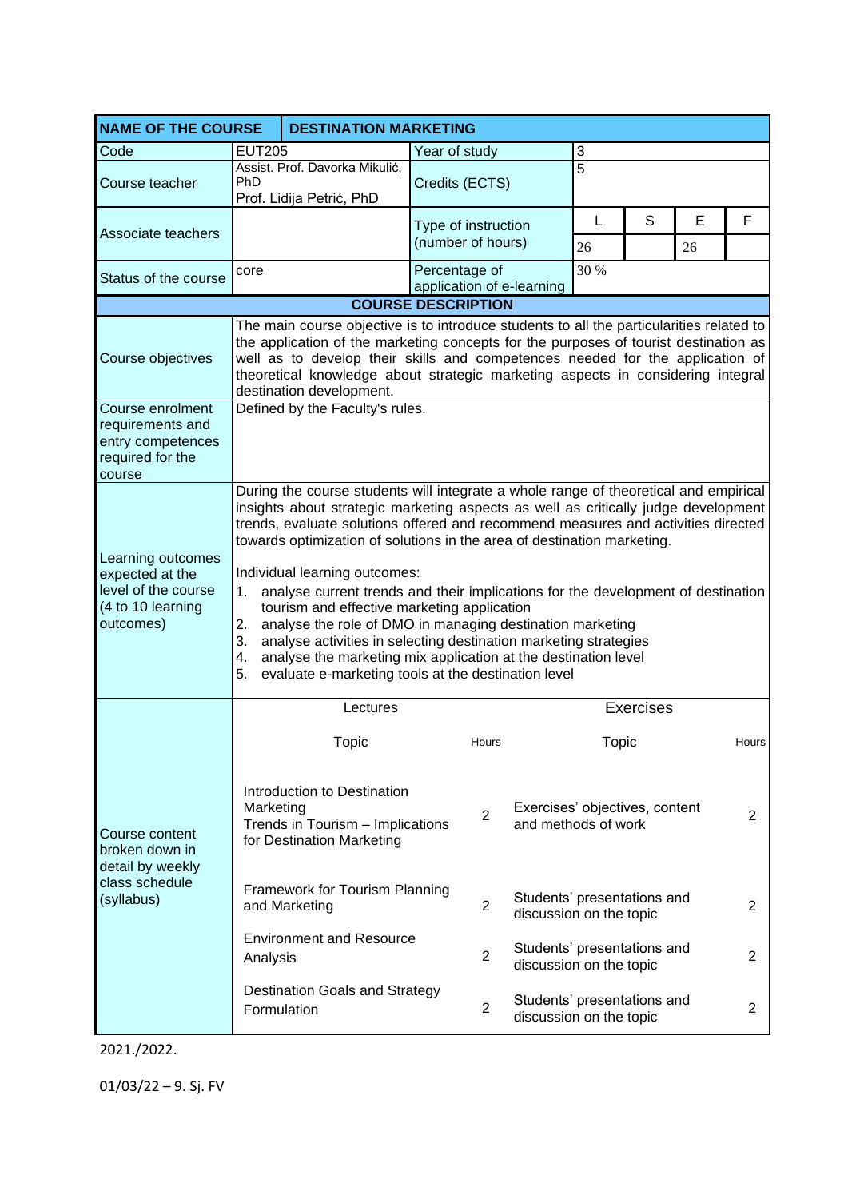| NAME OF THE COURSE | DESTINATION MARKETING | | | | | |
|---|---|---|---|---|---|---|
| Code | EUT205 | Year of study | 3 | | | |
| Course teacher | Assist. Prof. Davorka Mikulić, PhD<br>Prof. Lidija Petrić, PhD | Credits (ECTS) | 5 | | | |
| Associate teachers | | Type of instruction (number of hours) | L | S | E | F |
| | | | 26 | | 26 | |
| Status of the course | core | Percentage of application of e-learning | 30 % | | | |

**COURSE DESCRIPTION**

| | |
|---|---|
| Course objectives | The main course objective is to introduce students to all the particularities related to the application of the marketing concepts for the purposes of tourist destination as well as to develop their skills and competences needed for the application of theoretical knowledge about strategic marketing aspects in considering integral destination development. |
| Course enrolment requirements and entry competences required for the course | Defined by the Faculty's rules. |
| Learning outcomes expected at the level of the course (4 to 10 learning outcomes) | During the course students will integrate a whole range of theoretical and empirical insights about strategic marketing aspects as well as critically judge development trends, evaluate solutions offered and recommend measures and activities directed towards optimization of solutions in the area of destination marketing.<br><br>Individual learning outcomes:<br>1. analyse current trends and their implications for the development of destination tourism and effective marketing application<br>2. analyse the role of DMO in managing destination marketing<br>3. analyse activities in selecting destination marketing strategies<br>4. analyse the marketing mix application at the destination level<br>5. evaluate e-marketing tools at the destination level |

**Course content broken down in detail by weekly class schedule (syllabus)**

| Lectures – Topic | Hours | Exercises – Topic | Hours |
|---|---|---|---|
| Introduction to Destination Marketing<br>Trends in Tourism – Implications for Destination Marketing | 2 | Exercises' objectives, content and methods of work | 2 |
| Framework for Tourism Planning and Marketing | 2 | Students' presentations and discussion on the topic | 2 |
| Environment and Resource Analysis | 2 | Students' presentations and discussion on the topic | 2 |
| Destination Goals and Strategy Formulation | 2 | Students' presentations and discussion on the topic | 2 |

2021./2022.

01/03/22 – 9. Sj. FV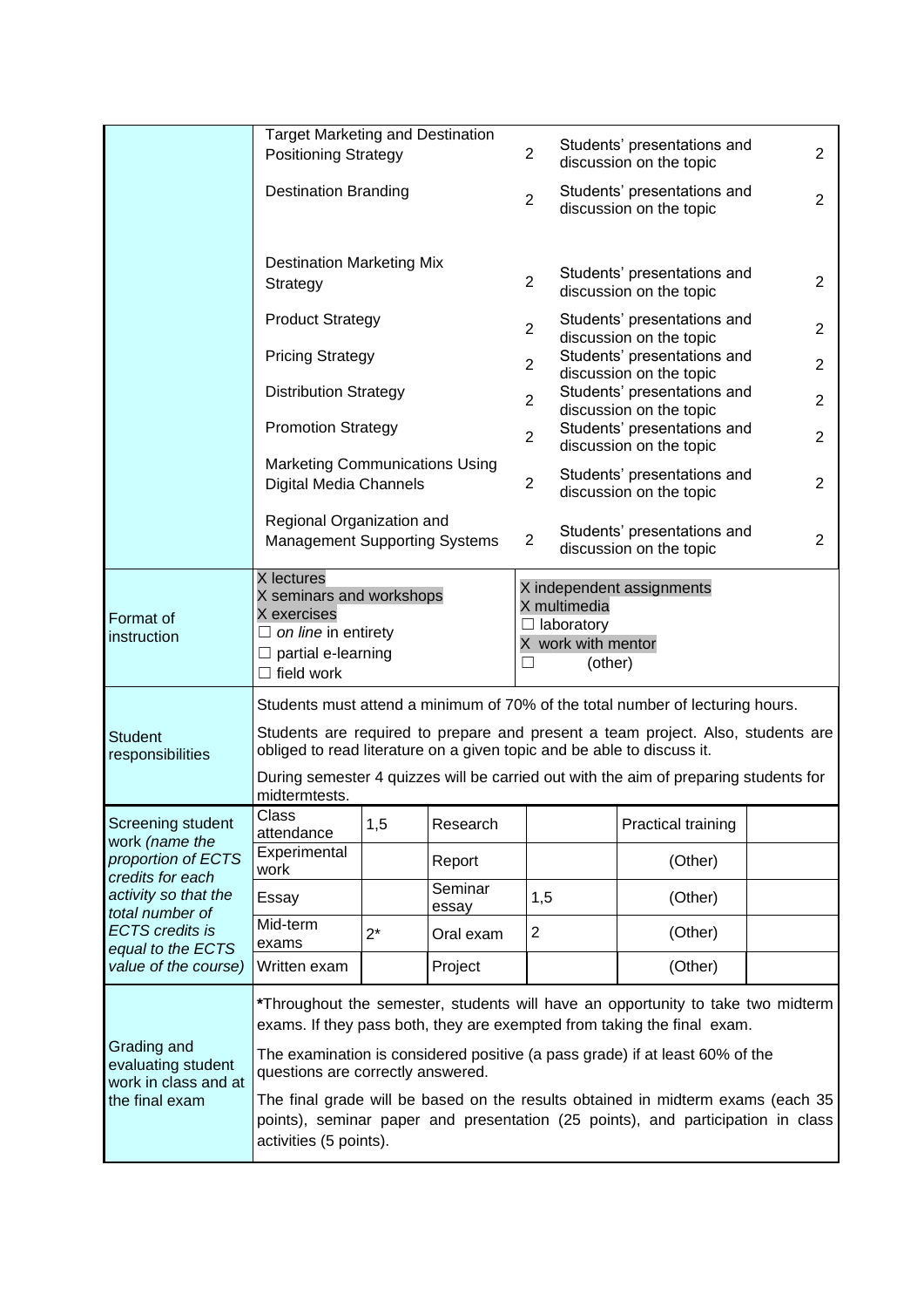| | | | | |
|---|---|---|---|---|
| | Target Marketing and Destination Positioning Strategy | 2 | Students' presentations and discussion on the topic | 2 |
| | Destination Branding | 2 | Students' presentations and discussion on the topic | 2 |
| | Destination Marketing Mix Strategy | 2 | Students' presentations and discussion on the topic | 2 |
| | Product Strategy | 2 | Students' presentations and discussion on the topic | 2 |
| | Pricing Strategy | 2 | Students' presentations and discussion on the topic | 2 |
| | Distribution Strategy | 2 | Students' presentations and discussion on the topic | 2 |
| | Promotion Strategy | 2 | Students' presentations and discussion on the topic | 2 |
| | Marketing Communications Using Digital Media Channels | 2 | Students' presentations and discussion on the topic | 2 |
| | Regional Organization and Management Supporting Systems | 2 | Students' presentations and discussion on the topic | 2 |

| | | |
|---|---|---|
| Format of instruction | X lectures<br>X seminars and workshops<br>X exercises<br>☐ *on line* in entirety<br>☐ partial e-learning<br>☐ field work | X independent assignments<br>X multimedia<br>☐ laboratory<br>X work with mentor<br>☐ (other) |
| Student responsibilities | Students must attend a minimum of 70% of the total number of lecturing hours.<br>Students are required to prepare and present a team project. Also, students are obliged to read literature on a given topic and be able to discuss it.<br>During semester 4 quizzes will be carried out with the aim of preparing students for midtermtests. | |

| Screening student work *(name the proportion of ECTS credits for each activity so that the total number of ECTS credits is equal to the ECTS value of the course)* | | | | | | |
|---|---|---|---|---|---|---|
| | Class attendance | 1,5 | Research | | Practical training | |
| | Experimental work | | Report | | (Other) | |
| | Essay | | Seminar essay | 1,5 | (Other) | |
| | Mid-term exams | 2* | Oral exam | 2 | (Other) | |
| | Written exam | | Project | | (Other) | |

| | |
|---|---|
| Grading and evaluating student work in class and at the final exam | ***Throughout the semester, students will have an opportunity to take two midterm exams. If they pass both, they are exempted from taking the final exam.<br>The examination is considered positive (a pass grade) if at least 60% of the questions are correctly answered.<br>The final grade will be based on the results obtained in midterm exams (each 35 points), seminar paper and presentation (25 points), and participation in class activities (5 points). |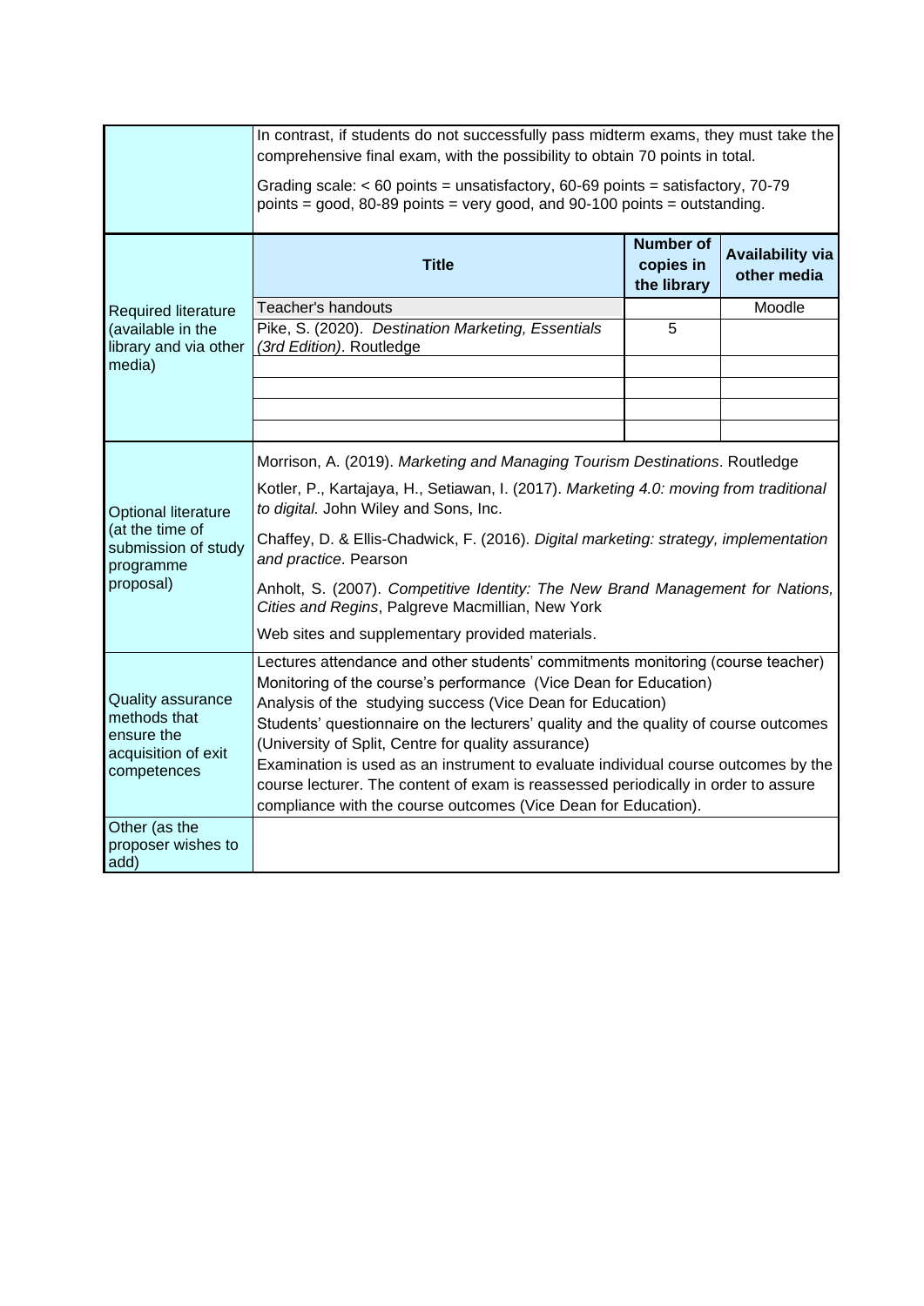| | | | |
|---|---|---|---|
| | In contrast, if students do not successfully pass midterm exams, they must take the comprehensive final exam, with the possibility to obtain 70 points in total.<br><br>Grading scale: < 60 points = unsatisfactory, 60-69 points = satisfactory, 70-79 points = good, 80-89 points = very good, and 90-100 points = outstanding. | | |
| Required literature (available in the library and via other media) | **Title** | **Number of copies in the library** | **Availability via other media** |
| | Teacher's handouts | | Moodle |
| | Pike, S. (2020). *Destination Marketing, Essentials (3rd Edition)*. Routledge | 5 | |
| | | | |
| | | | |
| | | | |
| | | | |
| Optional literature (at the time of submission of study programme proposal) | Morrison, A. (2019). *Marketing and Managing Tourism Destinations*. Routledge<br><br>Kotler, P., Kartajaya, H., Setiawan, I. (2017). *Marketing 4.0: moving from traditional to digital.* John Wiley and Sons, Inc.<br><br>Chaffey, D. & Ellis-Chadwick, F. (2016). *Digital marketing: strategy, implementation and practice*. Pearson<br><br>Anholt, S. (2007). *Competitive Identity: The New Brand Management for Nations, Cities and Regins*, Palgreve Macmillian, New York<br><br>Web sites and supplementary provided materials. | | |
| Quality assurance methods that ensure the acquisition of exit competences | Lectures attendance and other students' commitments monitoring (course teacher)<br>Monitoring of the course's performance (Vice Dean for Education)<br>Analysis of the studying success (Vice Dean for Education)<br>Students' questionnaire on the lecturers' quality and the quality of course outcomes (University of Split, Centre for quality assurance)<br>Examination is used as an instrument to evaluate individual course outcomes by the course lecturer. The content of exam is reassessed periodically in order to assure compliance with the course outcomes (Vice Dean for Education). | | |
| Other (as the proposer wishes to add) | | | |